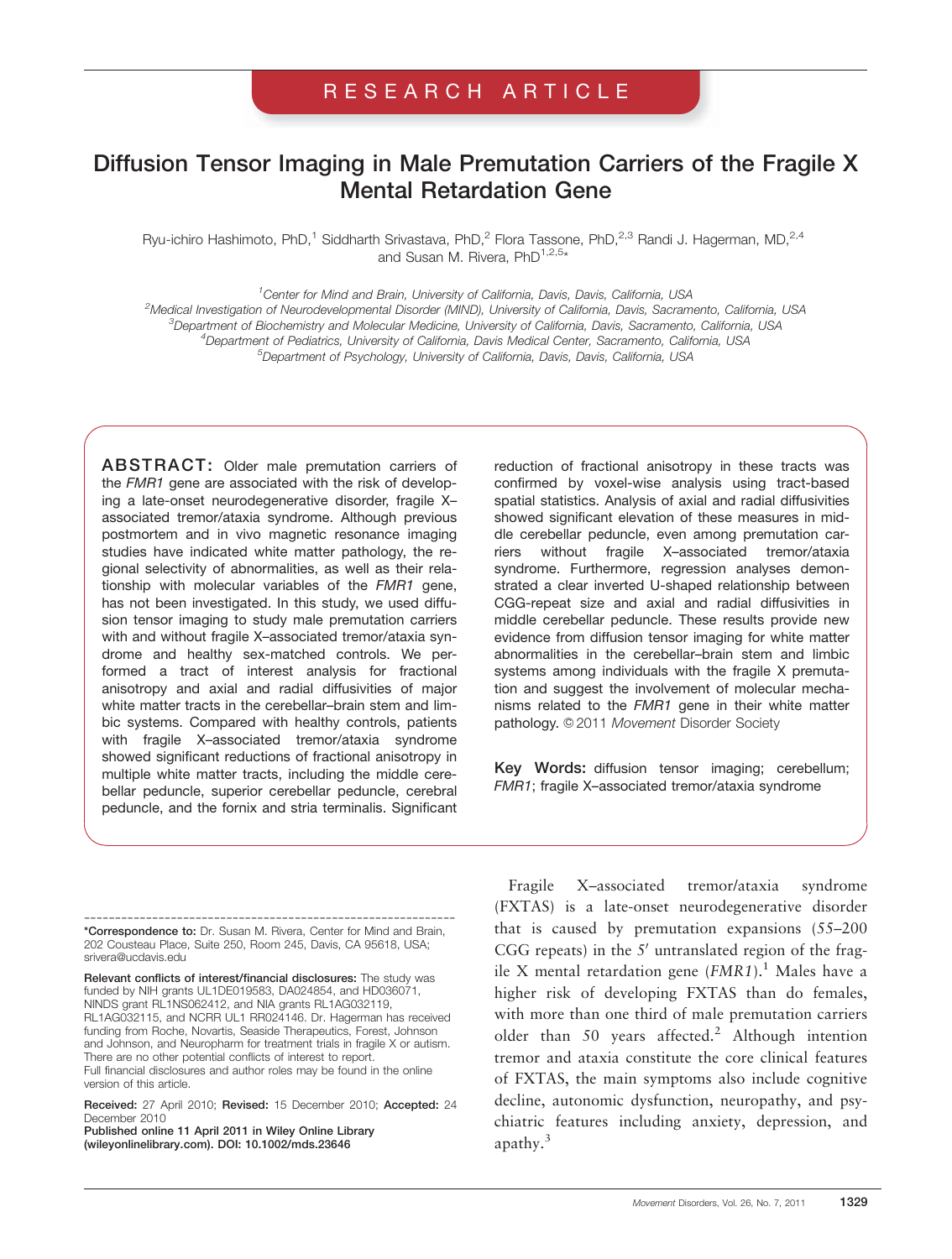RESEARCH ARTICLE

# Diffusion Tensor Imaging in Male Premutation Carriers of the Fragile X Mental Retardation Gene

Ryu-ichiro Hashimoto, PhD,[1] Siddharth Srivastava, PhD,[2] Flora Tassone, PhD,[2,3] Randi J. Hagerman, MD,[2,4] and Susan M. Rivera, PhD[1,2,5]*

[1]Center for Mind and Brain, University of California, Davis, Davis, California, USA
[2]Medical Investigation of Neurodevelopmental Disorder (MIND), University of California, Davis, Sacramento, California, USA
[3]Department of Biochemistry and Molecular Medicine, University of California, Davis, Sacramento, California, USA
[4]Department of Pediatrics, University of California, Davis Medical Center, Sacramento, California, USA
[5]Department of Psychology, University of California, Davis, Davis, California, USA

**ABSTRACT:** Older male premutation carriers of the *FMR1* gene are associated with the risk of developing a late-onset neurodegenerative disorder, fragile X–associated tremor/ataxia syndrome. Although previous postmortem and in vivo magnetic resonance imaging studies have indicated white matter pathology, the regional selectivity of abnormalities, as well as their relationship with molecular variables of the *FMR1* gene, has not been investigated. In this study, we used diffusion tensor imaging to study male premutation carriers with and without fragile X–associated tremor/ataxia syndrome and healthy sex-matched controls. We performed a tract of interest analysis for fractional anisotropy and axial and radial diffusivities of major white matter tracts in the cerebellar–brain stem and limbic systems. Compared with healthy controls, patients with fragile X–associated tremor/ataxia syndrome showed significant reductions of fractional anisotropy in multiple white matter tracts, including the middle cerebellar peduncle, superior cerebellar peduncle, cerebral peduncle, and the fornix and stria terminalis. Significant reduction of fractional anisotropy in these tracts was confirmed by voxel-wise analysis using tract-based spatial statistics. Analysis of axial and radial diffusivities showed significant elevation of these measures in middle cerebellar peduncle, even among premutation carriers without fragile X–associated tremor/ataxia syndrome. Furthermore, regression analyses demonstrated a clear inverted U-shaped relationship between CGG-repeat size and axial and radial diffusivities in middle cerebellar peduncle. These results provide new evidence from diffusion tensor imaging for white matter abnormalities in the cerebellar–brain stem and limbic systems among individuals with the fragile X premutation and suggest the involvement of molecular mechanisms related to the *FMR1* gene in their white matter pathology. © 2011 *Movement* Disorder Society

**Key Words:** diffusion tensor imaging; cerebellum; *FMR1*; fragile X–associated tremor/ataxia syndrome

Fragile X–associated tremor/ataxia syndrome (FXTAS) is a late-onset neurodegenerative disorder that is caused by premutation expansions (55–200 CGG repeats) in the 5′ untranslated region of the fragile X mental retardation gene (*FMR1*).[1] Males have a higher risk of developing FXTAS than do females, with more than one third of male premutation carriers older than 50 years affected.[2] Although intention tremor and ataxia constitute the core clinical features of FXTAS, the main symptoms also include cognitive decline, autonomic dysfunction, neuropathy, and psychiatric features including anxiety, depression, and apathy.[3]

---

***Correspondence to:** Dr. Susan M. Rivera, Center for Mind and Brain, 202 Cousteau Place, Suite 250, Room 245, Davis, CA 95618, USA; srivera@ucdavis.edu

**Relevant conflicts of interest/financial disclosures:** The study was funded by NIH grants UL1DE019583, DA024854, and HD036071, NINDS grant RL1NS062412, and NIA grants RL1AG032119, RL1AG032115, and NCRR UL1 RR024146. Dr. Hagerman has received funding from Roche, Novartis, Seaside Therapeutics, Forest, Johnson and Johnson, and Neuropharm for treatment trials in fragile X or autism. There are no other potential conflicts of interest to report.
Full financial disclosures and author roles may be found in the online version of this article.

**Received:** 27 April 2010; **Revised:** 15 December 2010; **Accepted:** 24 December 2010
**Published online 11 April 2011 in Wiley Online Library (wileyonlinelibrary.com). DOI: 10.1002/mds.23646**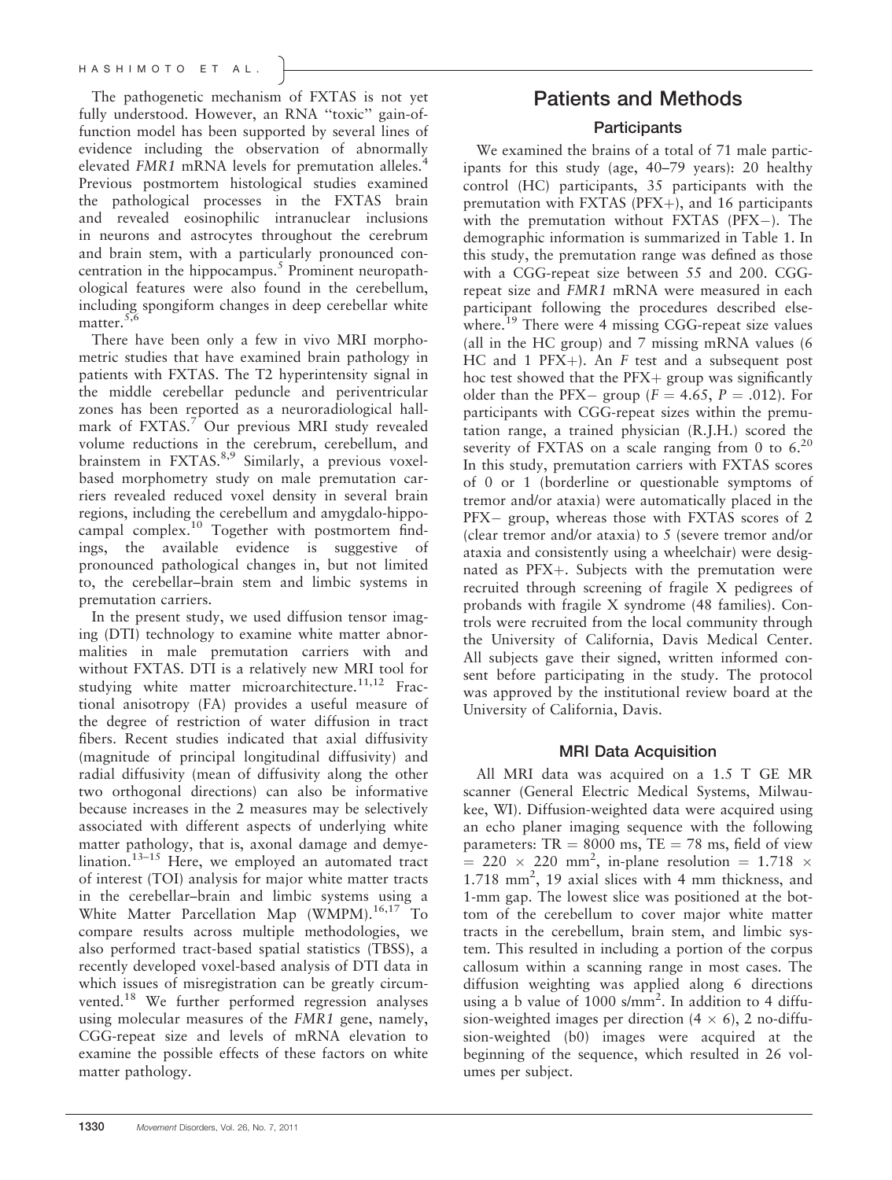The pathogenetic mechanism of FXTAS is not yet fully understood. However, an RNA "toxic" gain-of-function model has been supported by several lines of evidence including the observation of abnormally elevated *FMR1* mRNA levels for premutation alleles.[4] Previous postmortem histological studies examined the pathological processes in the FXTAS brain and revealed eosinophilic intranuclear inclusions in neurons and astrocytes throughout the cerebrum and brain stem, with a particularly pronounced concentration in the hippocampus.[5] Prominent neuropathological features were also found in the cerebellum, including spongiform changes in deep cerebellar white matter.[5,6]

There have been only a few in vivo MRI morphometric studies that have examined brain pathology in patients with FXTAS. The T2 hyperintensity signal in the middle cerebellar peduncle and periventricular zones has been reported as a neuroradiological hallmark of FXTAS.[7] Our previous MRI study revealed volume reductions in the cerebrum, cerebellum, and brainstem in FXTAS.[8,9] Similarly, a previous voxel-based morphometry study on male premutation carriers revealed reduced voxel density in several brain regions, including the cerebellum and amygdalo-hippocampal complex.[10] Together with postmortem findings, the available evidence is suggestive of pronounced pathological changes in, but not limited to, the cerebellar–brain stem and limbic systems in premutation carriers.

In the present study, we used diffusion tensor imaging (DTI) technology to examine white matter abnormalities in male premutation carriers with and without FXTAS. DTI is a relatively new MRI tool for studying white matter microarchitecture.[11,12] Fractional anisotropy (FA) provides a useful measure of the degree of restriction of water diffusion in tract fibers. Recent studies indicated that axial diffusivity (magnitude of principal longitudinal diffusivity) and radial diffusivity (mean of diffusivity along the other two orthogonal directions) can also be informative because increases in the 2 measures may be selectively associated with different aspects of underlying white matter pathology, that is, axonal damage and demyelination.[13–15] Here, we employed an automated tract of interest (TOI) analysis for major white matter tracts in the cerebellar–brain and limbic systems using a White Matter Parcellation Map (WMPM).[16,17] To compare results across multiple methodologies, we also performed tract-based spatial statistics (TBSS), a recently developed voxel-based analysis of DTI data in which issues of misregistration can be greatly circumvented.[18] We further performed regression analyses using molecular measures of the *FMR1* gene, namely, CGG-repeat size and levels of mRNA elevation to examine the possible effects of these factors on white matter pathology.

## Patients and Methods

### Participants

We examined the brains of a total of 71 male participants for this study (age, 40–79 years): 20 healthy control (HC) participants, 35 participants with the premutation with FXTAS (PFX+), and 16 participants with the premutation without FXTAS (PFX−). The demographic information is summarized in Table 1. In this study, the premutation range was defined as those with a CGG-repeat size between 55 and 200. CGG-repeat size and *FMR1* mRNA were measured in each participant following the procedures described elsewhere.[19] There were 4 missing CGG-repeat size values (all in the HC group) and 7 missing mRNA values (6 HC and 1 PFX+). An *F* test and a subsequent post hoc test showed that the PFX+ group was significantly older than the PFX− group ($F = 4.65$, $P = .012$). For participants with CGG-repeat sizes within the premutation range, a trained physician (R.J.H.) scored the severity of FXTAS on a scale ranging from 0 to 6.[20] In this study, premutation carriers with FXTAS scores of 0 or 1 (borderline or questionable symptoms of tremor and/or ataxia) were automatically placed in the PFX− group, whereas those with FXTAS scores of 2 (clear tremor and/or ataxia) to 5 (severe tremor and/or ataxia and consistently using a wheelchair) were designated as PFX+. Subjects with the premutation were recruited through screening of fragile X pedigrees of probands with fragile X syndrome (48 families). Controls were recruited from the local community through the University of California, Davis Medical Center. All subjects gave their signed, written informed consent before participating in the study. The protocol was approved by the institutional review board at the University of California, Davis.

### MRI Data Acquisition

All MRI data was acquired on a 1.5 T GE MR scanner (General Electric Medical Systems, Milwaukee, WI). Diffusion-weighted data were acquired using an echo planer imaging sequence with the following parameters: TR = 8000 ms, TE = 78 ms, field of view = 220 × 220 mm$^2$, in-plane resolution = 1.718 × 1.718 mm$^2$, 19 axial slices with 4 mm thickness, and 1-mm gap. The lowest slice was positioned at the bottom of the cerebellum to cover major white matter tracts in the cerebellum, brain stem, and limbic system. This resulted in including a portion of the corpus callosum within a scanning range in most cases. The diffusion weighting was applied along 6 directions using a b value of 1000 s/mm$^2$. In addition to 4 diffusion-weighted images per direction (4 × 6), 2 no-diffusion-weighted (b0) images were acquired at the beginning of the sequence, which resulted in 26 volumes per subject.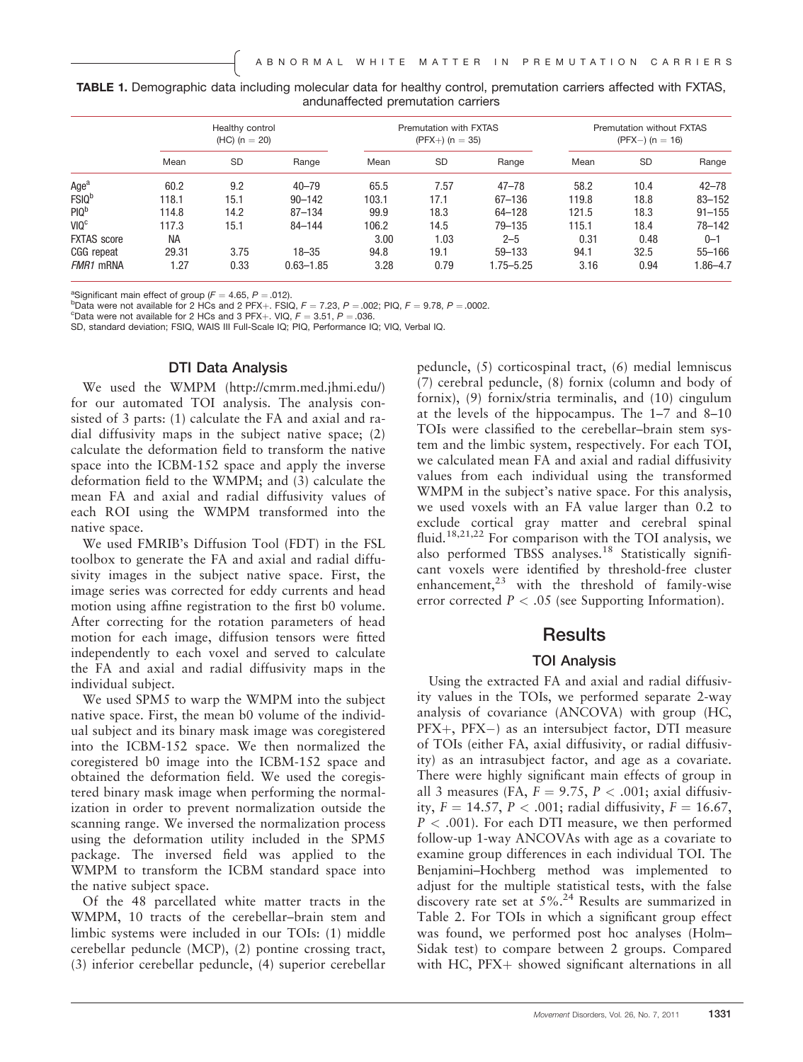**TABLE 1.** Demographic data including molecular data for healthy control, premutation carriers affected with FXTAS, andunaffected premutation carriers

| | Healthy control (HC) (n = 20) | | | Premutation with FXTAS (PFX+) (n = 35) | | | Premutation without FXTAS (PFX−) (n = 16) | | |
|---|---|---|---|---|---|---|---|---|---|
| | Mean | SD | Range | Mean | SD | Range | Mean | SD | Range |
| Age[a] | 60.2 | 9.2 | 40–79 | 65.5 | 7.57 | 47–78 | 58.2 | 10.4 | 42–78 |
| FSIQ[b] | 118.1 | 15.1 | 90–142 | 103.1 | 17.1 | 67–136 | 119.8 | 18.8 | 83–152 |
| PIQ[b] | 114.8 | 14.2 | 87–134 | 99.9 | 18.3 | 64–128 | 121.5 | 18.3 | 91–155 |
| VIQ[c] | 117.3 | 15.1 | 84–144 | 106.2 | 14.5 | 79–135 | 115.1 | 18.4 | 78–142 |
| FXTAS score | NA | | | 3.00 | 1.03 | 2–5 | 0.31 | 0.48 | 0–1 |
| CGG repeat | 29.31 | 3.75 | 18–35 | 94.8 | 19.1 | 59–133 | 94.1 | 32.5 | 55–166 |
| *FMR1* mRNA | 1.27 | 0.33 | 0.63–1.85 | 3.28 | 0.79 | 1.75–5.25 | 3.16 | 0.94 | 1.86–4.7 |

[a]Significant main effect of group ($F = 4.65$, $P = .012$).
[b]Data were not available for 2 HCs and 2 PFX+. FSIQ, $F = 7.23$, $P = .002$; PIQ, $F = 9.78$, $P = .0002$.
[c]Data were not available for 2 HCs and 3 PFX+. VIQ, $F = 3.51$, $P = .036$.
SD, standard deviation; FSIQ, WAIS III Full-Scale IQ; PIQ, Performance IQ; VIQ, Verbal IQ.

### DTI Data Analysis

We used the WMPM (http://cmrm.med.jhmi.edu/) for our automated TOI analysis. The analysis consisted of 3 parts: (1) calculate the FA and axial and radial diffusivity maps in the subject native space; (2) calculate the deformation field to transform the native space into the ICBM-152 space and apply the inverse deformation field to the WMPM; and (3) calculate the mean FA and axial and radial diffusivity values of each ROI using the WMPM transformed into the native space.

We used FMRIB's Diffusion Tool (FDT) in the FSL toolbox to generate the FA and axial and radial diffusivity images in the subject native space. First, the image series was corrected for eddy currents and head motion using affine registration to the first b0 volume. After correcting for the rotation parameters of head motion for each image, diffusion tensors were fitted independently to each voxel and served to calculate the FA and axial and radial diffusivity maps in the individual subject.

We used SPM5 to warp the WMPM into the subject native space. First, the mean b0 volume of the individual subject and its binary mask image was coregistered into the ICBM-152 space. We then normalized the coregistered b0 image into the ICBM-152 space and obtained the deformation field. We used the coregistered binary mask image when performing the normalization in order to prevent normalization outside the scanning range. We inversed the normalization process using the deformation utility included in the SPM5 package. The inversed field was applied to the WMPM to transform the ICBM standard space into the native subject space.

Of the 48 parcellated white matter tracts in the WMPM, 10 tracts of the cerebellar–brain stem and limbic systems were included in our TOIs: (1) middle cerebellar peduncle (MCP), (2) pontine crossing tract, (3) inferior cerebellar peduncle, (4) superior cerebellar peduncle, (5) corticospinal tract, (6) medial lemniscus (7) cerebral peduncle, (8) fornix (column and body of fornix), (9) fornix/stria terminalis, and (10) cingulum at the levels of the hippocampus. The 1–7 and 8–10 TOIs were classified to the cerebellar–brain stem system and the limbic system, respectively. For each TOI, we calculated mean FA and axial and radial diffusivity values from each individual using the transformed WMPM in the subject's native space. For this analysis, we used voxels with an FA value larger than 0.2 to exclude cortical gray matter and cerebral spinal fluid.[18,21,22] For comparison with the TOI analysis, we also performed TBSS analyses.[18] Statistically significant voxels were identified by threshold-free cluster enhancement,[23] with the threshold of family-wise error corrected $P < .05$ (see Supporting Information).

## Results

### TOI Analysis

Using the extracted FA and axial and radial diffusivity values in the TOIs, we performed separate 2-way analysis of covariance (ANCOVA) with group (HC, PFX+, PFX−) as an intersubject factor, DTI measure of TOIs (either FA, axial diffusivity, or radial diffusivity) as an intrasubject factor, and age as a covariate. There were highly significant main effects of group in all 3 measures (FA, $F = 9.75$, $P < .001$; axial diffusivity, $F = 14.57$, $P < .001$; radial diffusivity, $F = 16.67$, $P < .001$). For each DTI measure, we then performed follow-up 1-way ANCOVAs with age as a covariate to examine group differences in each individual TOI. The Benjamini–Hochberg method was implemented to adjust for the multiple statistical tests, with the false discovery rate set at 5%.[24] Results are summarized in Table 2. For TOIs in which a significant group effect was found, we performed post hoc analyses (Holm–Sidak test) to compare between 2 groups. Compared with HC, PFX+ showed significant alternations in all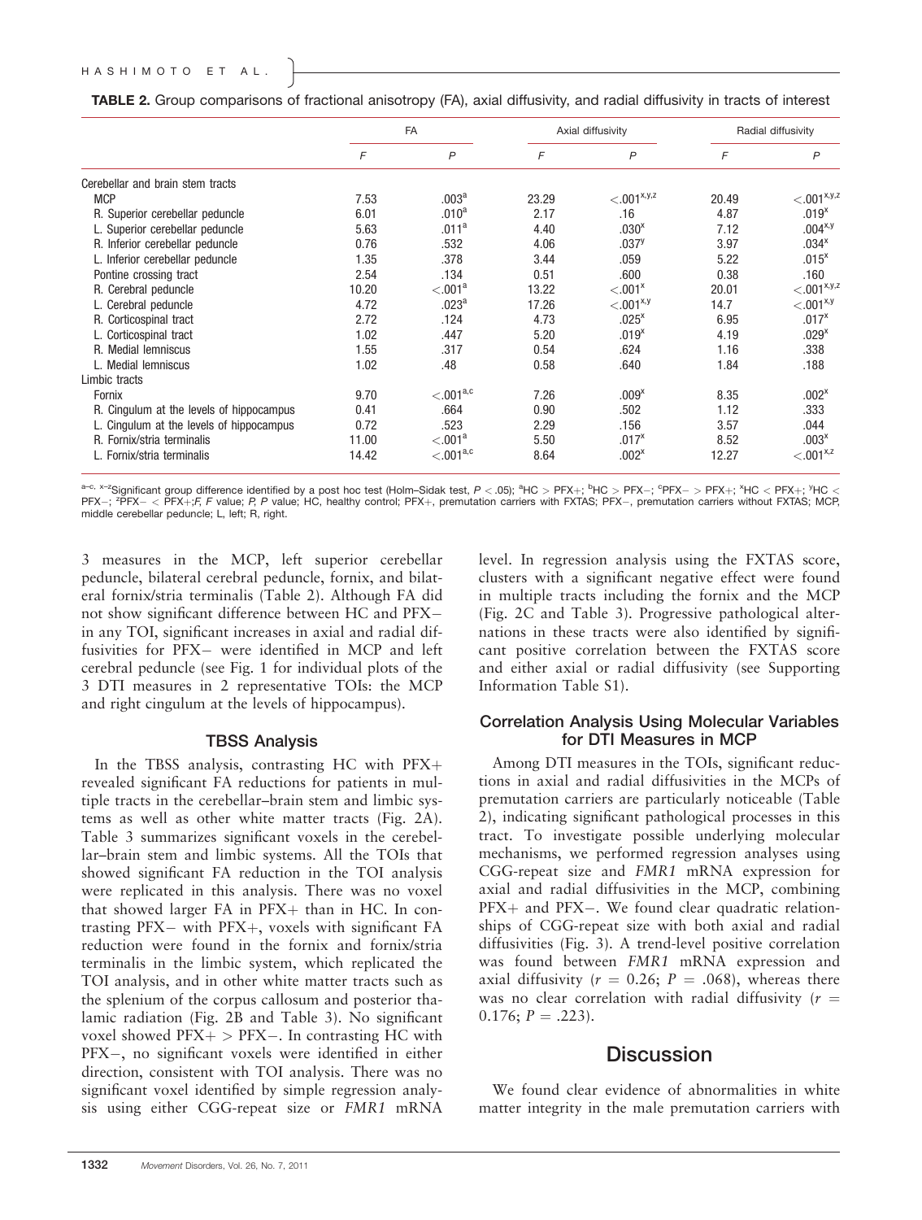**TABLE 2.** Group comparisons of fractional anisotropy (FA), axial diffusivity, and radial diffusivity in tracts of interest

| | FA | | Axial diffusivity | | Radial diffusivity | |
|---|---|---|---|---|---|---|
| | $F$ | $P$ | $F$ | $P$ | $F$ | $P$ |
| Cerebellar and brain stem tracts | | | | | | |
| MCP | 7.53 | .003[a] | 23.29 | <.001[x,y,z] | 20.49 | <.001[x,y,z] |
| R. Superior cerebellar peduncle | 6.01 | .010[a] | 2.17 | .16 | 4.87 | .019[x] |
| L. Superior cerebellar peduncle | 5.63 | .011[a] | 4.40 | .030[x] | 7.12 | .004[x,y] |
| R. Inferior cerebellar peduncle | 0.76 | .532 | 4.06 | .037[y] | 3.97 | .034[x] |
| L. Inferior cerebellar peduncle | 1.35 | .378 | 3.44 | .059 | 5.22 | .015[x] |
| Pontine crossing tract | 2.54 | .134 | 0.51 | .600 | 0.38 | .160 |
| R. Cerebral peduncle | 10.20 | <.001[a] | 13.22 | <.001[x] | 20.01 | <.001[x,y,z] |
| L. Cerebral peduncle | 4.72 | .023[a] | 17.26 | <.001[x,y] | 14.7 | <.001[x,y] |
| R. Corticospinal tract | 2.72 | .124 | 4.73 | .025[x] | 6.95 | .017[x] |
| L. Corticospinal tract | 1.02 | .447 | 5.20 | .019[x] | 4.19 | .029[x] |
| R. Medial lemniscus | 1.55 | .317 | 0.54 | .624 | 1.16 | .338 |
| L. Medial lemniscus | 1.02 | .48 | 0.58 | .640 | 1.84 | .188 |
| Limbic tracts | | | | | | |
| Fornix | 9.70 | <.001[a,c] | 7.26 | .009[x] | 8.35 | .002[x] |
| R. Cingulum at the levels of hippocampus | 0.41 | .664 | 0.90 | .502 | 1.12 | .333 |
| L. Cingulum at the levels of hippocampus | 0.72 | .523 | 2.29 | .156 | 3.57 | .044 |
| R. Fornix/stria terminalis | 11.00 | <.001[a] | 5.50 | .017[x] | 8.52 | .003[x] |
| L. Fornix/stria terminalis | 14.42 | <.001[a,c] | 8.64 | .002[x] | 12.27 | <.001[x,z] |

[a–c, x–z]Significant group difference identified by a post hoc test (Holm–Sidak test, $P < .05$); [a]HC > PFX+; [b]HC > PFX−; [c]PFX− > PFX+; [x]HC < PFX+; [y]HC < PFX−; [z]PFX− < PFX+;*F*, *F* value; *P*, *P* value; HC, healthy control; PFX+, premutation carriers with FXTAS; PFX−, premutation carriers without FXTAS; MCP, middle cerebellar peduncle; L, left; R, right.

3 measures in the MCP, left superior cerebellar peduncle, bilateral cerebral peduncle, fornix, and bilateral fornix/stria terminalis (Table 2). Although FA did not show significant difference between HC and PFX− in any TOI, significant increases in axial and radial diffusivities for PFX− were identified in MCP and left cerebral peduncle (see Fig. 1 for individual plots of the 3 DTI measures in 2 representative TOIs: the MCP and right cingulum at the levels of hippocampus).

### TBSS Analysis

In the TBSS analysis, contrasting HC with PFX+ revealed significant FA reductions for patients in multiple tracts in the cerebellar–brain stem and limbic systems as well as other white matter tracts (Fig. 2A). Table 3 summarizes significant voxels in the cerebellar–brain stem and limbic systems. All the TOIs that showed significant FA reduction in the TOI analysis were replicated in this analysis. There was no voxel that showed larger FA in PFX+ than in HC. In contrasting PFX− with PFX+, voxels with significant FA reduction were found in the fornix and fornix/stria terminalis in the limbic system, which replicated the TOI analysis, and in other white matter tracts such as the splenium of the corpus callosum and posterior thalamic radiation (Fig. 2B and Table 3). No significant voxel showed PFX+ > PFX−. In contrasting HC with PFX−, no significant voxels were identified in either direction, consistent with TOI analysis. There was no significant voxel identified by simple regression analysis using either CGG-repeat size or *FMR1* mRNA level. In regression analysis using the FXTAS score, clusters with a significant negative effect were found in multiple tracts including the fornix and the MCP (Fig. 2C and Table 3). Progressive pathological alternations in these tracts were also identified by significant positive correlation between the FXTAS score and either axial or radial diffusivity (see Supporting Information Table S1).

### Correlation Analysis Using Molecular Variables for DTI Measures in MCP

Among DTI measures in the TOIs, significant reductions in axial and radial diffusivities in the MCPs of premutation carriers are particularly noticeable (Table 2), indicating significant pathological processes in this tract. To investigate possible underlying molecular mechanisms, we performed regression analyses using CGG-repeat size and *FMR1* mRNA expression for axial and radial diffusivities in the MCP, combining PFX+ and PFX−. We found clear quadratic relationships of CGG-repeat size with both axial and radial diffusivities (Fig. 3). A trend-level positive correlation was found between *FMR1* mRNA expression and axial diffusivity ($r = 0.26$; $P = .068$), whereas there was no clear correlation with radial diffusivity ($r = 0.176$; $P = .223$).

## Discussion

We found clear evidence of abnormalities in white matter integrity in the male premutation carriers with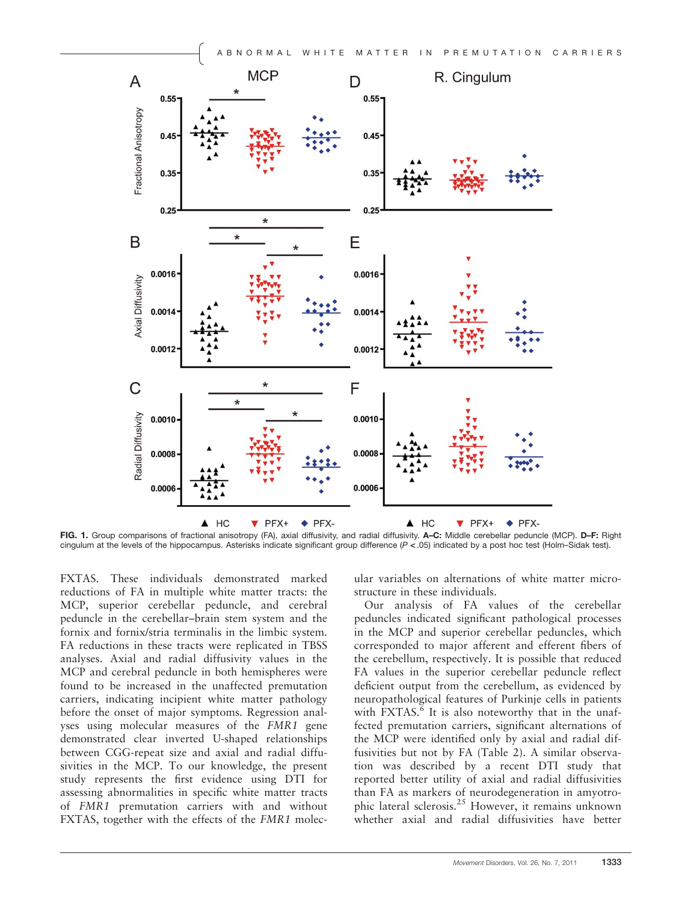FIG. 1. Group comparisons of fractional anisotropy (FA), axial diffusivity, and radial diffusivity. **A–C:** Middle cerebellar peduncle (MCP). **D–F:** Right cingulum at the levels of the hippocampus. Asterisks indicate significant group difference ($P < .05$) indicated by a post hoc test (Holm–Sidak test).

FXTAS. These individuals demonstrated marked reductions of FA in multiple white matter tracts: the MCP, superior cerebellar peduncle, and cerebral peduncle in the cerebellar–brain stem system and the fornix and fornix/stria terminalis in the limbic system. FA reductions in these tracts were replicated in TBSS analyses. Axial and radial diffusivity values in the MCP and cerebral peduncle in both hemispheres were found to be increased in the unaffected premutation carriers, indicating incipient white matter pathology before the onset of major symptoms. Regression analyses using molecular measures of the *FMR1* gene demonstrated clear inverted U-shaped relationships between CGG-repeat size and axial and radial diffusivities in the MCP. To our knowledge, the present study represents the first evidence using DTI for assessing abnormalities in specific white matter tracts of *FMR1* premutation carriers with and without FXTAS, together with the effects of the *FMR1* molecular variables on alternations of white matter microstructure in these individuals.

Our analysis of FA values of the cerebellar peduncles indicated significant pathological processes in the MCP and superior cerebellar peduncles, which corresponded to major afferent and efferent fibers of the cerebellum, respectively. It is possible that reduced FA values in the superior cerebellar peduncle reflect deficient output from the cerebellum, as evidenced by neuropathological features of Purkinje cells in patients with FXTAS.[6] It is also noteworthy that in the unaffected premutation carriers, significant alternations of the MCP were identified only by axial and radial diffusivities but not by FA (Table 2). A similar observation was described by a recent DTI study that reported better utility of axial and radial diffusivities than FA as markers of neurodegeneration in amyotrophic lateral sclerosis.[25] However, it remains unknown whether axial and radial diffusivities have better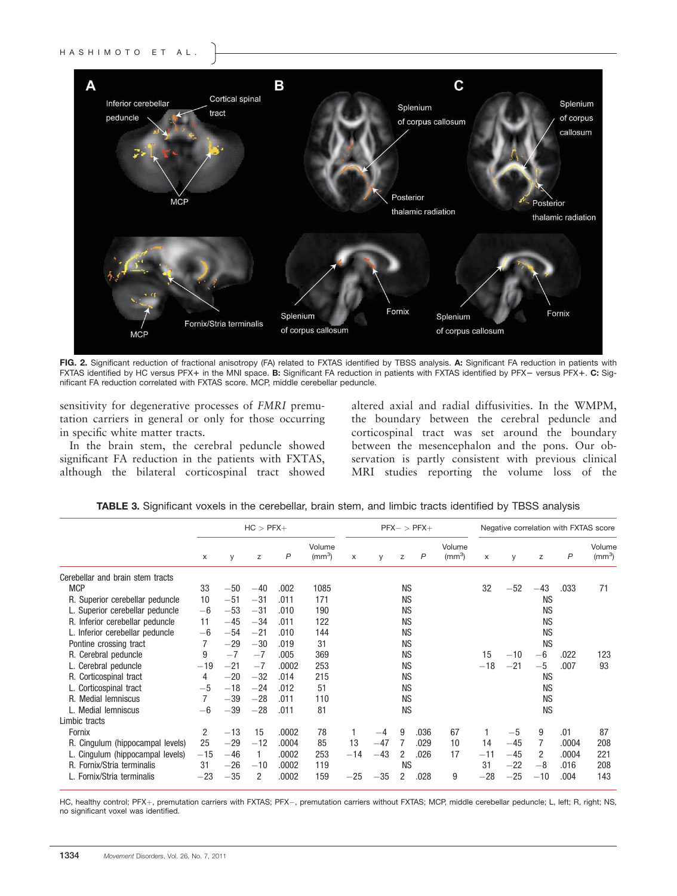FIG. 2. Significant reduction of fractional anisotropy (FA) related to FXTAS identified by TBSS analysis. **A:** Significant FA reduction in patients with FXTAS identified by HC versus PFX+ in the MNI space. **B:** Significant FA reduction in patients with FXTAS identified by PFX− versus PFX+. **C:** Significant FA reduction correlated with FXTAS score. MCP, middle cerebellar peduncle.

sensitivity for degenerative processes of *FMRI* premutation carriers in general or only for those occurring in specific white matter tracts.

In the brain stem, the cerebral peduncle showed significant FA reduction in the patients with FXTAS, although the bilateral corticospinal tract showed altered axial and radial diffusivities. In the WMPM, the boundary between the cerebral peduncle and corticospinal tract was set around the boundary between the mesencephalon and the pons. Our observation is partly consistent with previous clinical MRI studies reporting the volume loss of the

**TABLE 3.** Significant voxels in the cerebellar, brain stem, and limbic tracts identified by TBSS analysis

| | HC > PFX+ | | | | | PFX− > PFX+ | | | | | Negative correlation with FXTAS score | | | | |
|---|---|---|---|---|---|---|---|---|---|---|---|---|---|---|---|
| | x | y | z | P | Volume (mm³) | x | y | z | P | Volume (mm³) | x | y | z | P | Volume (mm³) |
| Cerebellar and brain stem tracts | | | | | | | | | | | | | | | |
| MCP | 33 | −50 | −40 | .002 | 1085 | | | NS | | | 32 | −52 | −43 | .033 | 71 |
| R. Superior cerebellar peduncle | 10 | −51 | −31 | .011 | 171 | | | NS | | | | | NS | | |
| L. Superior cerebellar peduncle | −6 | −53 | −31 | .010 | 190 | | | NS | | | | | NS | | |
| R. Inferior cerebellar peduncle | 11 | −45 | −34 | .011 | 122 | | | NS | | | | | NS | | |
| L. Inferior cerebellar peduncle | −6 | −54 | −21 | .010 | 144 | | | NS | | | | | NS | | |
| Pontine crossing tract | 7 | −29 | −30 | .019 | 31 | | | NS | | | | | NS | | |
| R. Cerebral peduncle | 9 | −7 | −7 | .005 | 369 | | | NS | | | 15 | −10 | −6 | .022 | 123 |
| L. Cerebral peduncle | −19 | −21 | −7 | .0002 | 253 | | | NS | | | −18 | −21 | −5 | .007 | 93 |
| R. Corticospinal tract | 4 | −20 | −32 | .014 | 215 | | | NS | | | | | NS | | |
| L. Corticospinal tract | −5 | −18 | −24 | .012 | 51 | | | NS | | | | | NS | | |
| R. Medial lemniscus | 7 | −39 | −28 | .011 | 110 | | | NS | | | | | NS | | |
| L. Medial lemniscus | −6 | −39 | −28 | .011 | 81 | | | NS | | | | | NS | | |
| Limbic tracts | | | | | | | | | | | | | | | |
| Fornix | 2 | −13 | 15 | .0002 | 78 | 1 | −4 | 9 | .036 | 67 | 1 | −5 | 9 | .01 | 87 |
| R. Cingulum (hippocampal levels) | 25 | −29 | −12 | .0004 | 85 | 13 | −47 | 7 | .029 | 10 | 14 | −45 | 7 | .0004 | 208 |
| L. Cingulum (hippocampal levels) | −15 | −46 | 1 | .0002 | 253 | −14 | −43 | 2 | .026 | 17 | −11 | −45 | 2 | .0004 | 221 |
| R. Fornix/Stria terminalis | 31 | −26 | −10 | .0002 | 119 | | | NS | | | 31 | −22 | −8 | .016 | 208 |
| L. Fornix/Stria terminalis | −23 | −35 | 2 | .0002 | 159 | −25 | −35 | 2 | .028 | 9 | −28 | −25 | −10 | .004 | 143 |

HC, healthy control; PFX+, premutation carriers with FXTAS; PFX−, premutation carriers without FXTAS; MCP, middle cerebellar peduncle; L, left; R, right; NS, no significant voxel was identified.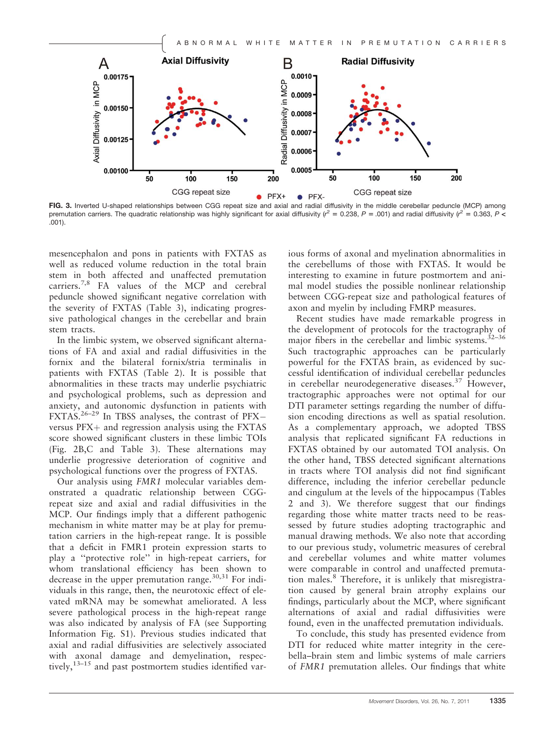FIG. 3. Inverted U-shaped relationships between CGG repeat size and axial and radial diffusivity in the middle cerebellar peduncle (MCP) among premutation carriers. The quadratic relationship was highly significant for axial diffusivity ($r^2$ = 0.238, $P$ = .001) and radial diffusivity ($r^2$ = 0.363, $P$ < .001).

mesencephalon and pons in patients with FXTAS as well as reduced volume reduction in the total brain stem in both affected and unaffected premutation carriers.[7,8] FA values of the MCP and cerebral peduncle showed significant negative correlation with the severity of FXTAS (Table 3), indicating progressive pathological changes in the cerebellar and brain stem tracts.

In the limbic system, we observed significant alternations of FA and axial and radial diffusivities in the fornix and the bilateral fornix/stria terminalis in patients with FXTAS (Table 2). It is possible that abnormalities in these tracts may underlie psychiatric and psychological problems, such as depression and anxiety, and autonomic dysfunction in patients with FXTAS.[26–29] In TBSS analyses, the contrast of PFX− versus PFX+ and regression analysis using the FXTAS score showed significant clusters in these limbic TOIs (Fig. 2B,C and Table 3). These alternations may underlie progressive deterioration of cognitive and psychological functions over the progress of FXTAS.

Our analysis using *FMR1* molecular variables demonstrated a quadratic relationship between CGG-repeat size and axial and radial diffusivities in the MCP. Our findings imply that a different pathogenic mechanism in white matter may be at play for premutation carriers in the high-repeat range. It is possible that a deficit in FMR1 protein expression starts to play a "protective role" in high-repeat carriers, for whom translational efficiency has been shown to decrease in the upper premutation range.[30,31] For individuals in this range, then, the neurotoxic effect of elevated mRNA may be somewhat ameliorated. A less severe pathological process in the high-repeat range was also indicated by analysis of FA (see Supporting Information Fig. S1). Previous studies indicated that axial and radial diffusivities are selectively associated with axonal damage and demyelination, respectively,[13–15] and past postmortem studies identified various forms of axonal and myelination abnormalities in the cerebellums of those with FXTAS. It would be interesting to examine in future postmortem and animal model studies the possible nonlinear relationship between CGG-repeat size and pathological features of axon and myelin by including FMRP measures.

Recent studies have made remarkable progress in the development of protocols for the tractography of major fibers in the cerebellar and limbic systems.[32–36] Such tractographic approaches can be particularly powerful for the FXTAS brain, as evidenced by successful identification of individual cerebellar peduncles in cerebellar neurodegenerative diseases.[37] However, tractographic approaches were not optimal for our DTI parameter settings regarding the number of diffusion encoding directions as well as spatial resolution. As a complementary approach, we adopted TBSS analysis that replicated significant FA reductions in FXTAS obtained by our automated TOI analysis. On the other hand, TBSS detected significant alternations in tracts where TOI analysis did not find significant difference, including the inferior cerebellar peduncle and cingulum at the levels of the hippocampus (Tables 2 and 3). We therefore suggest that our findings regarding those white matter tracts need to be reassessed by future studies adopting tractographic and manual drawing methods. We also note that according to our previous study, volumetric measures of cerebral and cerebellar volumes and white matter volumes were comparable in control and unaffected premutation males.[8] Therefore, it is unlikely that misregistration caused by general brain atrophy explains our findings, particularly about the MCP, where significant alternations of axial and radial diffusivities were found, even in the unaffected premutation individuals.

To conclude, this study has presented evidence from DTI for reduced white matter integrity in the cerebella–brain stem and limbic systems of male carriers of *FMR1* premutation alleles. Our findings that white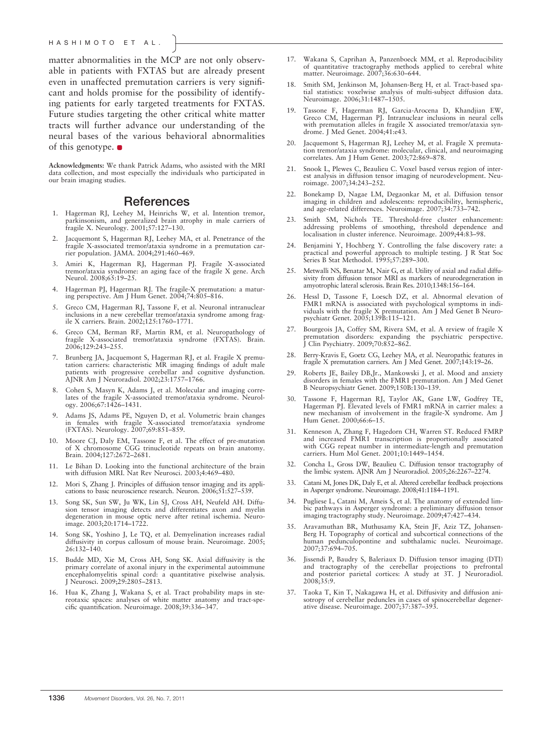matter abnormalities in the MCP are not only observable in patients with FXTAS but are already present even in unaffected premutation carriers is very significant and holds promise for the possibility of identifying patients for early targeted treatments for FXTAS. Future studies targeting the other critical white matter tracts will further advance our understanding of the neural bases of the various behavioral abnormalities of this genotype.

**Acknowledgments:** We thank Patrick Adams, who assisted with the MRI data collection, and most especially the individuals who participated in our brain imaging studies.

## References

1. Hagerman RJ, Leehey M, Heinrichs W, et al. Intention tremor, parkinsonism, and generalized brain atrophy in male carriers of fragile X. Neurology. 2001;57:127–130.
2. Jacquemont S, Hagerman RJ, Leehey MA, et al. Penetrance of the fragile X-associated tremor/ataxia syndrome in a premutation carrier population. JAMA. 2004;291:460–469.
3. Amiri K, Hagerman RJ, Hagerman PJ. Fragile X-associated tremor/ataxia syndrome: an aging face of the fragile X gene. Arch Neurol. 2008;65:19–25.
4. Hagerman PJ, Hagerman RJ. The fragile-X premutation: a maturing perspective. Am J Hum Genet. 2004;74:805–816.
5. Greco CM, Hagerman RJ, Tassone F, et al. Neuronal intranuclear inclusions in a new cerebellar tremor/ataxia syndrome among fragile X carriers. Brain. 2002;125:1760–1771.
6. Greco CM, Berman RF, Martin RM, et al. Neuropathology of fragile X-associated tremor/ataxia syndrome (FXTAS). Brain. 2006;129:243–255.
7. Brunberg JA, Jacquemont S, Hagerman RJ, et al. Fragile X premutation carriers: characteristic MR imaging findings of adult male patients with progressive cerebellar and cognitive dysfunction. AJNR Am J Neuroradiol. 2002;23:1757–1766.
8. Cohen S, Masyn K, Adams J, et al. Molecular and imaging correlates of the fragile X-associated tremor/ataxia syndrome. Neurology. 2006;67:1426–1431.
9. Adams JS, Adams PE, Nguyen D, et al. Volumetric brain changes in females with fragile X-associated tremor/ataxia syndrome (FXTAS). Neurology. 2007;69:851–859.
10. Moore CJ, Daly EM, Tassone F, et al. The effect of pre-mutation of X chromosome CGG trinucleotide repeats on brain anatomy. Brain. 2004;127:2672–2681.
11. Le Bihan D. Looking into the functional architecture of the brain with diffusion MRI. Nat Rev Neurosci. 2003;4:469–480.
12. Mori S, Zhang J. Principles of diffusion tensor imaging and its applications to basic neuroscience research. Neuron. 2006;51:527–539.
13. Song SK, Sun SW, Ju WK, Lin SJ, Cross AH, Neufeld AH. Diffusion tensor imaging detects and differentiates axon and myelin degeneration in mouse optic nerve after retinal ischemia. Neuroimage. 2003;20:1714–1722.
14. Song SK, Yoshino J, Le TQ, et al. Demyelination increases radial diffusivity in corpus callosum of mouse brain. Neuroimage. 2005; 26:132–140.
15. Budde MD, Xie M, Cross AH, Song SK. Axial diffusivity is the primary correlate of axonal injury in the experimental autoimmune encephalomyelitis spinal cord: a quantitative pixelwise analysis. J Neurosci. 2009;29:2805–2813.
16. Hua K, Zhang J, Wakana S, et al. Tract probability maps in stereotaxic spaces: analyses of white matter anatomy and tract-specific quantification. Neuroimage. 2008;39:336–347.
17. Wakana S, Caprihan A, Panzenboeck MM, et al. Reproducibility of quantitative tractography methods applied to cerebral white matter. Neuroimage. 2007;36:630–644.
18. Smith SM, Jenkinson M, Johansen-Berg H, et al. Tract-based spatial statistics: voxelwise analysis of multi-subject diffusion data. Neuroimage. 2006;31:1487–1505.
19. Tassone F, Hagerman RJ, Garcia-Arocena D, Khandjian EW, Greco CM, Hagerman PJ. Intranuclear inclusions in neural cells with premutation alleles in fragile X associated tremor/ataxia syndrome. J Med Genet. 2004;41:e43.
20. Jacquemont S, Hagerman RJ, Leehey M, et al. Fragile X premutation tremor/ataxia syndrome: molecular, clinical, and neuroimaging correlates. Am J Hum Genet. 2003;72:869–878.
21. Snook L, Plewes C, Beaulieu C. Voxel based versus region of interest analysis in diffusion tensor imaging of neurodevelopment. Neuroimage. 2007;34:243–252.
22. Bonekamp D, Nagae LM, Degaonkar M, et al. Diffusion tensor imaging in children and adolescents: reproducibility, hemispheric, and age-related differences. Neuroimage. 2007;34:733–742.
23. Smith SM, Nichols TE. Threshold-free cluster enhancement: addressing problems of smoothing, threshold dependence and localisation in cluster inference. Neuroimage. 2009;44:83–98.
24. Benjamini Y, Hochberg Y. Controlling the false discovery rate: a practical and powerful approach to multiple testing. J R Stat Soc Series B Stat Methodol. 1995;57:289–300.
25. Metwalli NS, Benatar M, Nair G, et al. Utility of axial and radial diffusivity from diffusion tensor MRI as markers of neurodegeneration in amyotrophic lateral sclerosis. Brain Res. 2010;1348:156–164.
26. Hessl D, Tassone F, Loesch DZ, et al. Abnormal elevation of FMR1 mRNA is associated with psychological symptoms in individuals with the fragile X premutation. Am J Med Genet B Neuropsychiatr Genet. 2005;139B:115–121.
27. Bourgeois JA, Coffey SM, Rivera SM, et al. A review of fragile X premutation disorders: expanding the psychiatric perspective. J Clin Psychiatry. 2009;70:852–862.
28. Berry-Kravis E, Goetz CG, Leehey MA, et al. Neuropathic features in fragile X premutation carriers. Am J Med Genet. 2007;143:19–26.
29. Roberts JE, Bailey DB,Jr., Mankowski J, et al. Mood and anxiety disorders in females with the FMR1 premutation. Am J Med Genet B Neuropsychiatr Genet. 2009;150B:130–139.
30. Tassone F, Hagerman RJ, Taylor AK, Gane LW, Godfrey TE, Hagerman PJ. Elevated levels of FMR1 mRNA in carrier males: a new mechanism of involvement in the fragile-X syndrome. Am J Hum Genet. 2000;66:6–15.
31. Kenneson A, Zhang F, Hagedorn CH, Warren ST. Reduced FMRP and increased FMR1 transcription is proportionally associated with CGG repeat number in intermediate-length and premutation carriers. Hum Mol Genet. 2001;10:1449–1454.
32. Concha L, Gross DW, Beaulieu C. Diffusion tensor tractography of the limbic system. AJNR Am J Neuroradiol. 2005;26:2267–2274.
33. Catani M, Jones DK, Daly E, et al. Altered cerebellar feedback projections in Asperger syndrome. Neuroimage. 2008;41:1184–1191.
34. Pugliese L, Catani M, Ameis S, et al. The anatomy of extended limbic pathways in Asperger syndrome: a preliminary diffusion tensor imaging tractography study. Neuroimage. 2009;47:427–434.
35. Aravamuthan BR, Muthusamy KA, Stein JF, Aziz TZ, Johansen-Berg H. Topography of cortical and subcortical connections of the human pedunculopontine and subthalamic nuclei. Neuroimage. 2007;37:694–705.
36. Jissendi P, Baudry S, Baleriaux D. Diffusion tensor imaging (DTI) and tractography of the cerebellar projections to prefrontal and posterior parietal cortices: A study at 3T. J Neuroradiol. 2008;35:9.
37. Taoka T, Kin T, Nakagawa H, et al. Diffusivity and diffusion anisotropy of cerebellar peduncles in cases of spinocerebellar degenerative disease. Neuroimage. 2007;37:387–393.